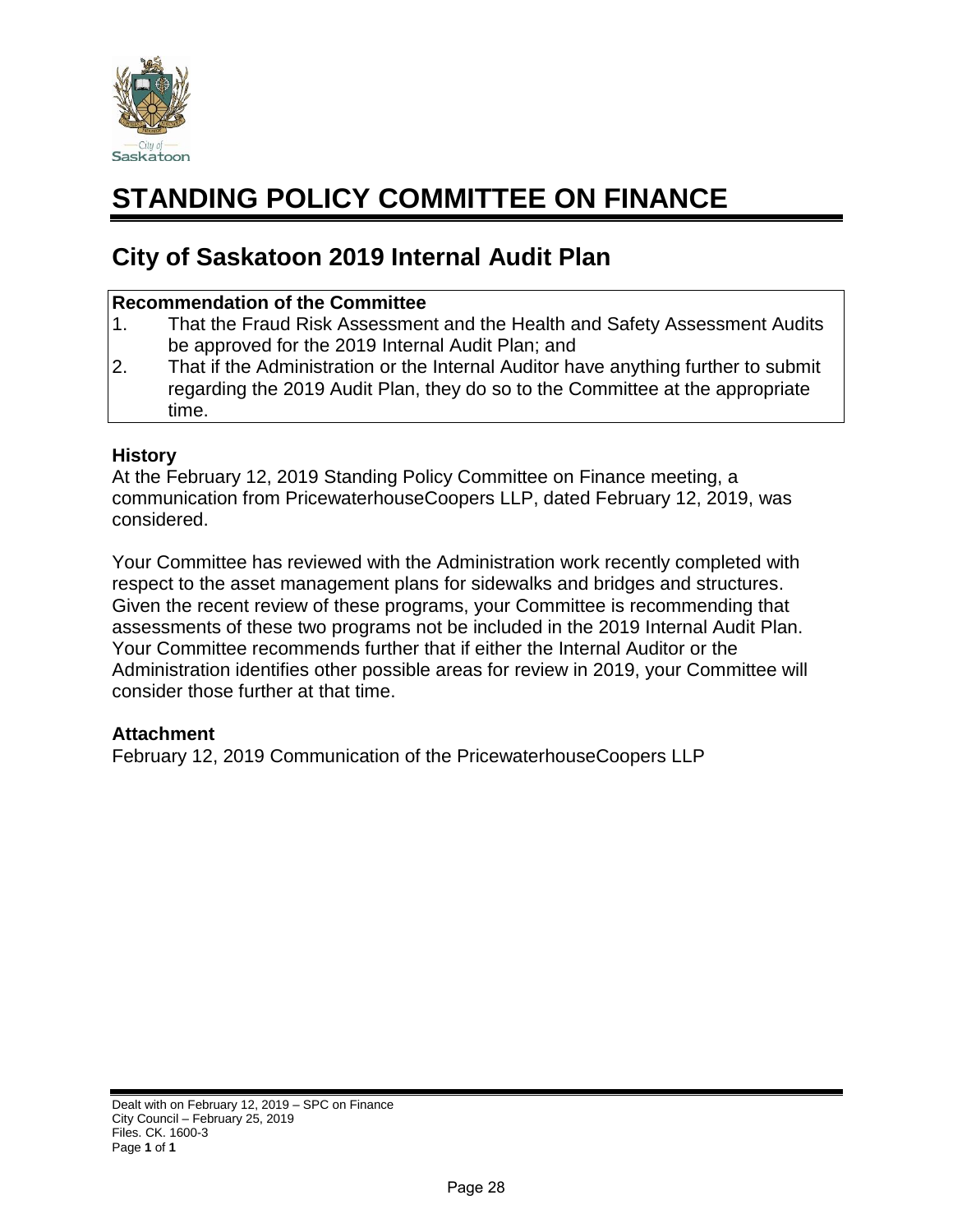# STANDING POLICY COMMITTEE ON FINANCE

## City of Saskatoon 2019 Internal Audit Plan

**Recommendation of the Committee**

1. That the Fraud Risk Assessment and the Health and Safety Assessment Audits be approved for the 2019 Internal Audit Plan; and
2. That if the Administration or the Internal Auditor have anything further to submit regarding the 2019 Audit Plan, they do so to the Committee at the appropriate time.

**History**

At the February 12, 2019 Standing Policy Committee on Finance meeting, a communication from PricewaterhouseCoopers LLP, dated February 12, 2019, was considered.

Your Committee has reviewed with the Administration work recently completed with respect to the asset management plans for sidewalks and bridges and structures. Given the recent review of these programs, your Committee is recommending that assessments of these two programs not be included in the 2019 Internal Audit Plan. Your Committee recommends further that if either the Internal Auditor or the Administration identifies other possible areas for review in 2019, your Committee will consider those further at that time.

**Attachment**

February 12, 2019 Communication of the PricewaterhouseCoopers LLP

Dealt with on February 12, 2019 – SPC on Finance
City Council – February 25, 2019
Files. CK. 1600-3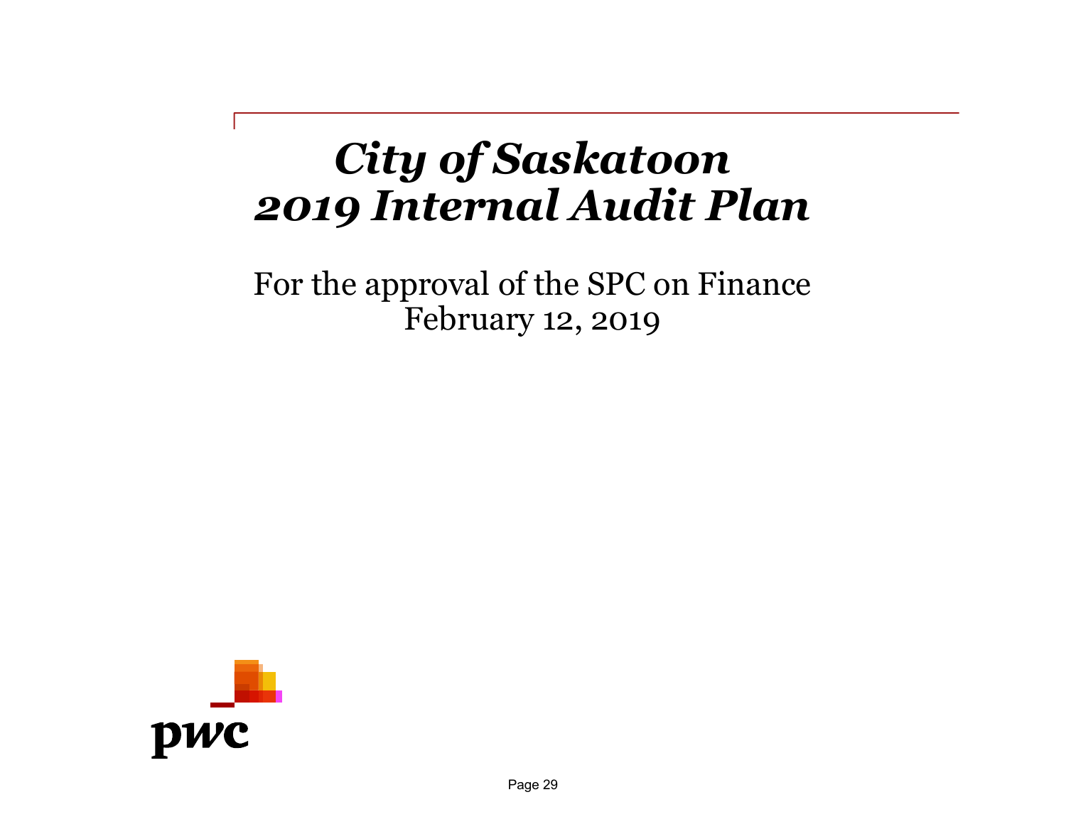# *City of Saskatoon 2019 Internal Audit Plan*

For the approval of the SPC on Finance
February 12, 2019

pwc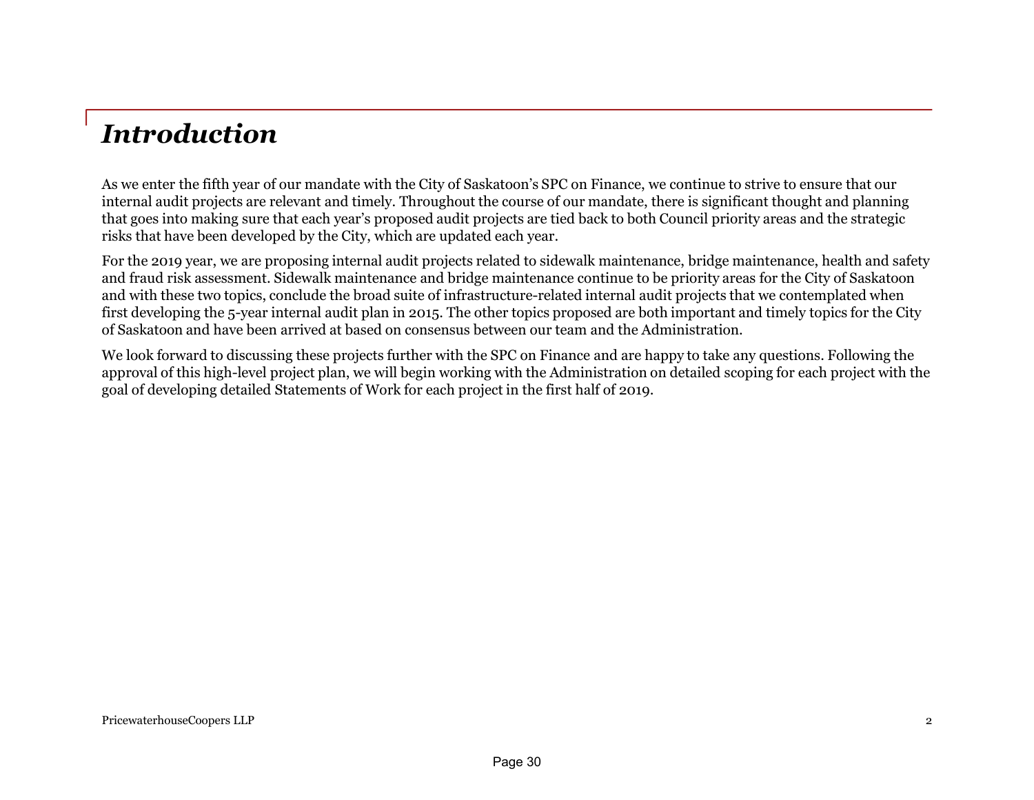# *Introduction*

As we enter the fifth year of our mandate with the City of Saskatoon's SPC on Finance, we continue to strive to ensure that our internal audit projects are relevant and timely. Throughout the course of our mandate, there is significant thought and planning that goes into making sure that each year's proposed audit projects are tied back to both Council priority areas and the strategic risks that have been developed by the City, which are updated each year.

For the 2019 year, we are proposing internal audit projects related to sidewalk maintenance, bridge maintenance, health and safety and fraud risk assessment. Sidewalk maintenance and bridge maintenance continue to be priority areas for the City of Saskatoon and with these two topics, conclude the broad suite of infrastructure-related internal audit projects that we contemplated when first developing the 5-year internal audit plan in 2015. The other topics proposed are both important and timely topics for the City of Saskatoon and have been arrived at based on consensus between our team and the Administration.

We look forward to discussing these projects further with the SPC on Finance and are happy to take any questions. Following the approval of this high-level project plan, we will begin working with the Administration on detailed scoping for each project with the goal of developing detailed Statements of Work for each project in the first half of 2019.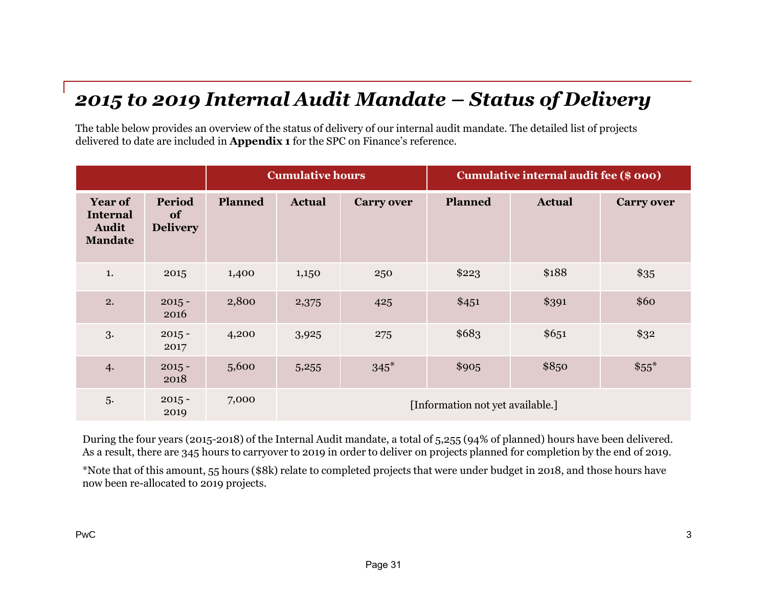# *2015 to 2019 Internal Audit Mandate – Status of Delivery*

The table below provides an overview of the status of delivery of our internal audit mandate. The detailed list of projects delivered to date are included in **Appendix 1** for the SPC on Finance's reference.

| | | Cumulative hours | | | Cumulative internal audit fee ($ 000) | | |
|---|---|---|---|---|---|---|---|
| **Year of Internal Audit Mandate** | **Period of Delivery** | **Planned** | **Actual** | **Carry over** | **Planned** | **Actual** | **Carry over** |
| 1. | 2015 | 1,400 | 1,150 | 250 | $223 | $188 | $35 |
| 2. | 2015 - 2016 | 2,800 | 2,375 | 425 | $451 | $391 | $60 |
| 3. | 2015 - 2017 | 4,200 | 3,925 | 275 | $683 | $651 | $32 |
| 4. | 2015 - 2018 | 5,600 | 5,255 | 345* | $905 | $850 | $55* |
| 5. | 2015 - 2019 | 7,000 | [Information not yet available.] | | | | |

During the four years (2015-2018) of the Internal Audit mandate, a total of 5,255 (94% of planned) hours have been delivered. As a result, there are 345 hours to carryover to 2019 in order to deliver on projects planned for completion by the end of 2019.

*Note that of this amount, 55 hours ($8k) relate to completed projects that were under budget in 2018, and those hours have now been re-allocated to 2019 projects.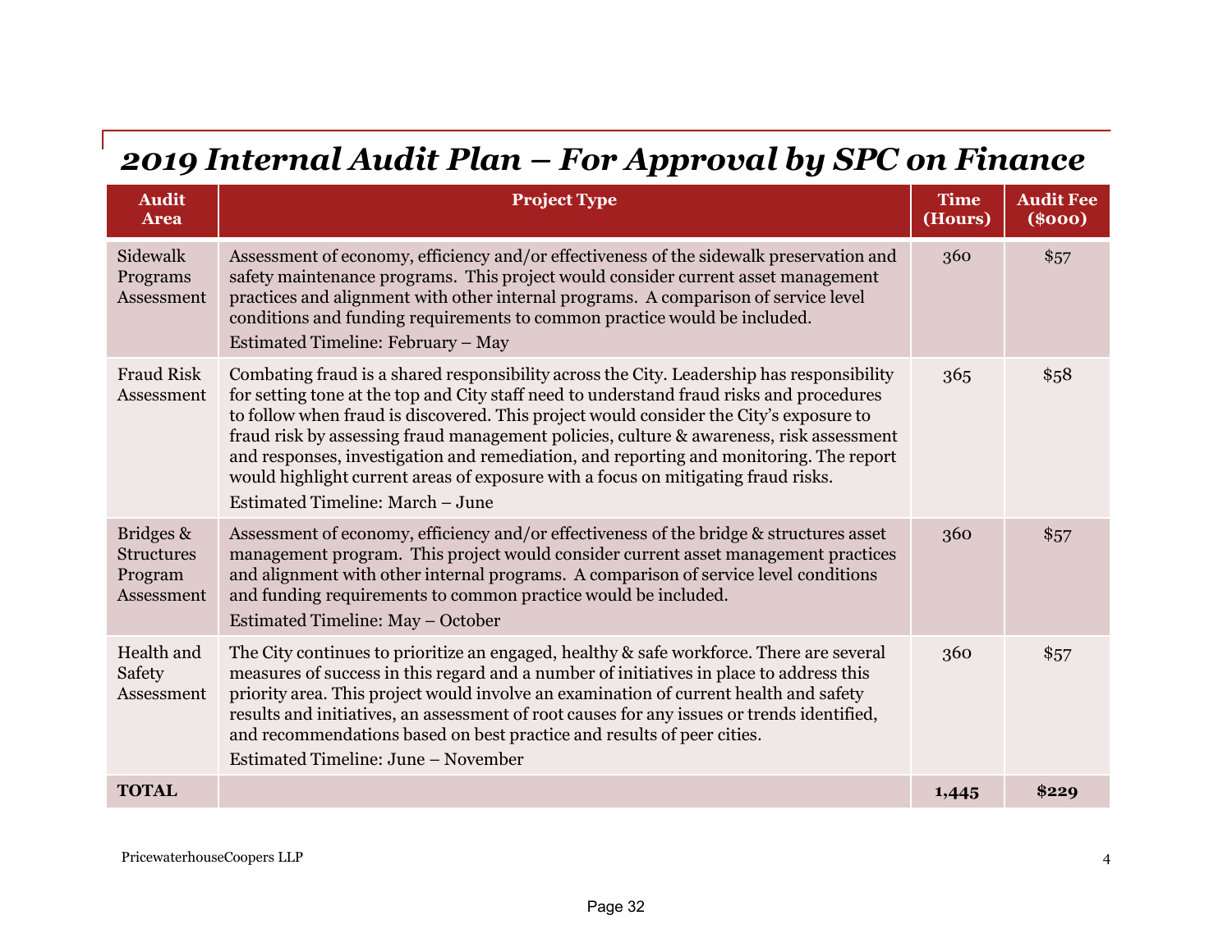# 2019 Internal Audit Plan – For Approval by SPC on Finance

| Audit Area | Project Type | Time (Hours) | Audit Fee ($000) |
|---|---|---|---|
| Sidewalk Programs Assessment | Assessment of economy, efficiency and/or effectiveness of the sidewalk preservation and safety maintenance programs. This project would consider current asset management practices and alignment with other internal programs. A comparison of service level conditions and funding requirements to common practice would be included.<br>Estimated Timeline: February – May | 360 | $57 |
| Fraud Risk Assessment | Combating fraud is a shared responsibility across the City. Leadership has responsibility for setting tone at the top and City staff need to understand fraud risks and procedures to follow when fraud is discovered. This project would consider the City's exposure to fraud risk by assessing fraud management policies, culture & awareness, risk assessment and responses, investigation and remediation, and reporting and monitoring. The report would highlight current areas of exposure with a focus on mitigating fraud risks.<br>Estimated Timeline: March – June | 365 | $58 |
| Bridges & Structures Program Assessment | Assessment of economy, efficiency and/or effectiveness of the bridge & structures asset management program. This project would consider current asset management practices and alignment with other internal programs. A comparison of service level conditions and funding requirements to common practice would be included.<br>Estimated Timeline: May – October | 360 | $57 |
| Health and Safety Assessment | The City continues to prioritize an engaged, healthy & safe workforce. There are several measures of success in this regard and a number of initiatives in place to address this priority area. This project would involve an examination of current health and safety results and initiatives, an assessment of root causes for any issues or trends identified, and recommendations based on best practice and results of peer cities.<br>Estimated Timeline: June – November | 360 | $57 |
| **TOTAL** | | **1,445** | **$229** |

PricewaterhouseCoopers LLP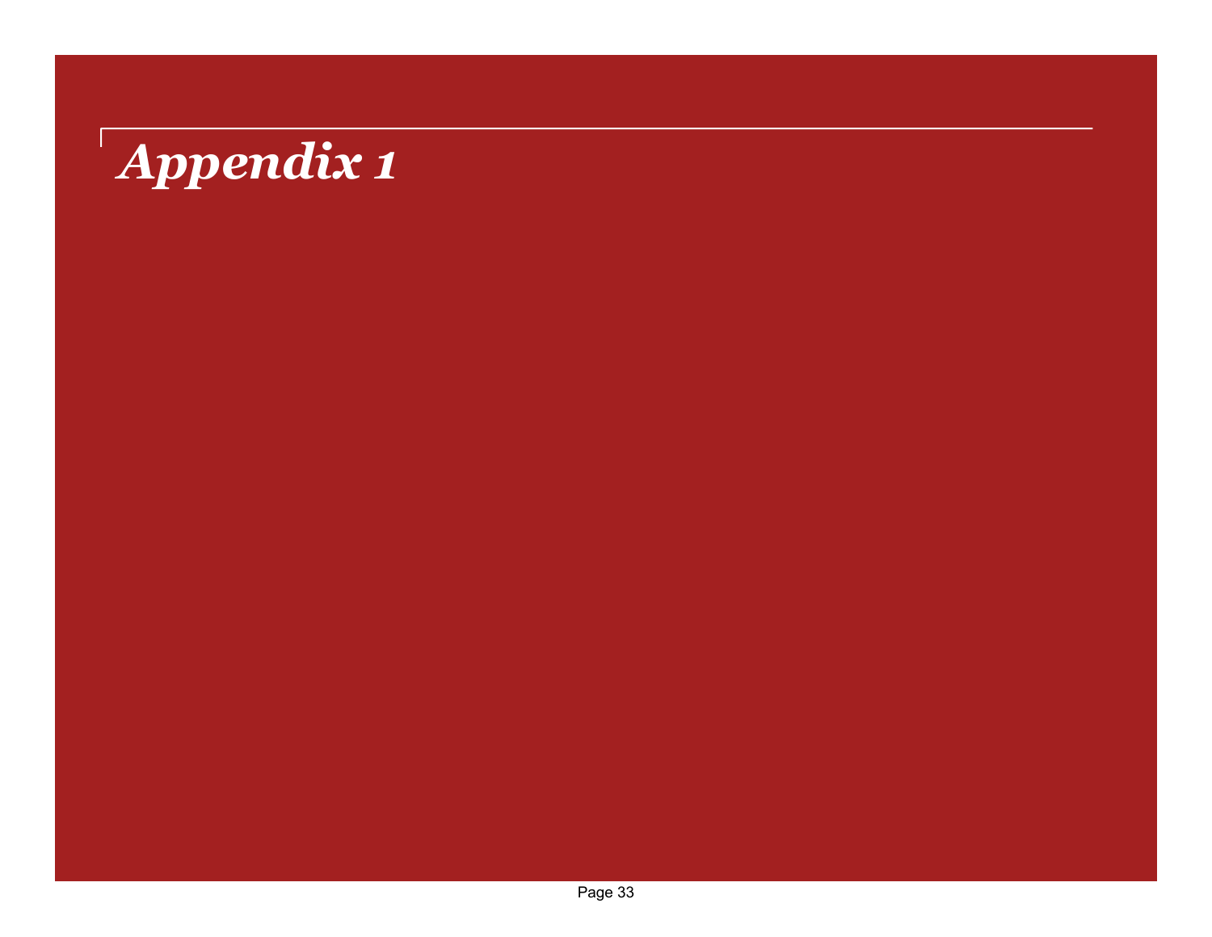# *Appendix 1*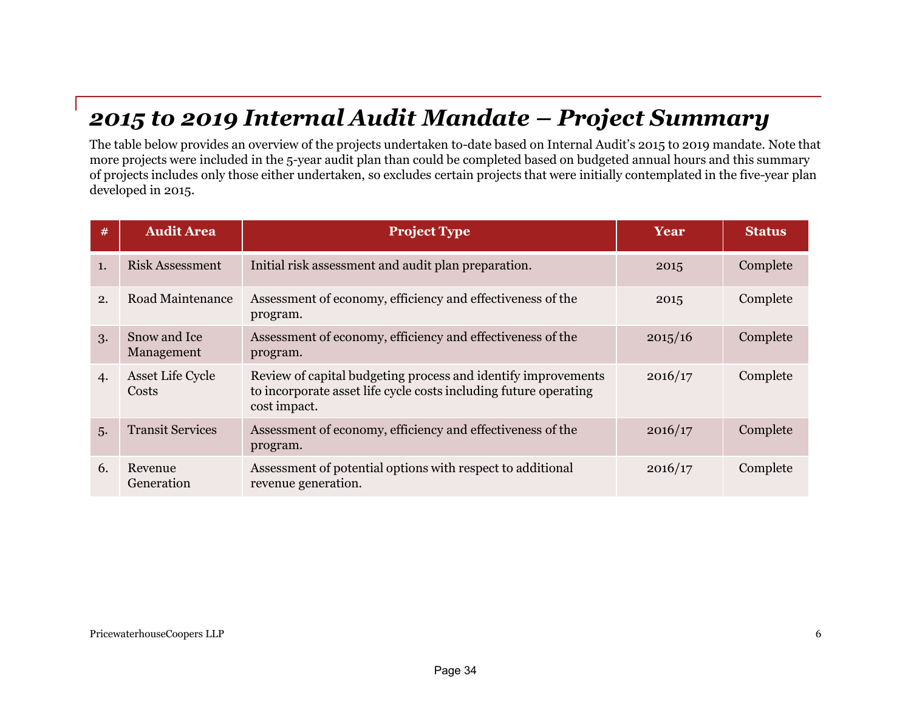# *2015 to 2019 Internal Audit Mandate – Project Summary*

The table below provides an overview of the projects undertaken to-date based on Internal Audit's 2015 to 2019 mandate. Note that more projects were included in the 5-year audit plan than could be completed based on budgeted annual hours and this summary of projects includes only those either undertaken, so excludes certain projects that were initially contemplated in the five-year plan developed in 2015.

| # | Audit Area | Project Type | Year | Status |
|---|---|---|---|---|
| 1. | Risk Assessment | Initial risk assessment and audit plan preparation. | 2015 | Complete |
| 2. | Road Maintenance | Assessment of economy, efficiency and effectiveness of the program. | 2015 | Complete |
| 3. | Snow and Ice Management | Assessment of economy, efficiency and effectiveness of the program. | 2015/16 | Complete |
| 4. | Asset Life Cycle Costs | Review of capital budgeting process and identify improvements to incorporate asset life cycle costs including future operating cost impact. | 2016/17 | Complete |
| 5. | Transit Services | Assessment of economy, efficiency and effectiveness of the program. | 2016/17 | Complete |
| 6. | Revenue Generation | Assessment of potential options with respect to additional revenue generation. | 2016/17 | Complete |

PricewaterhouseCoopers LLP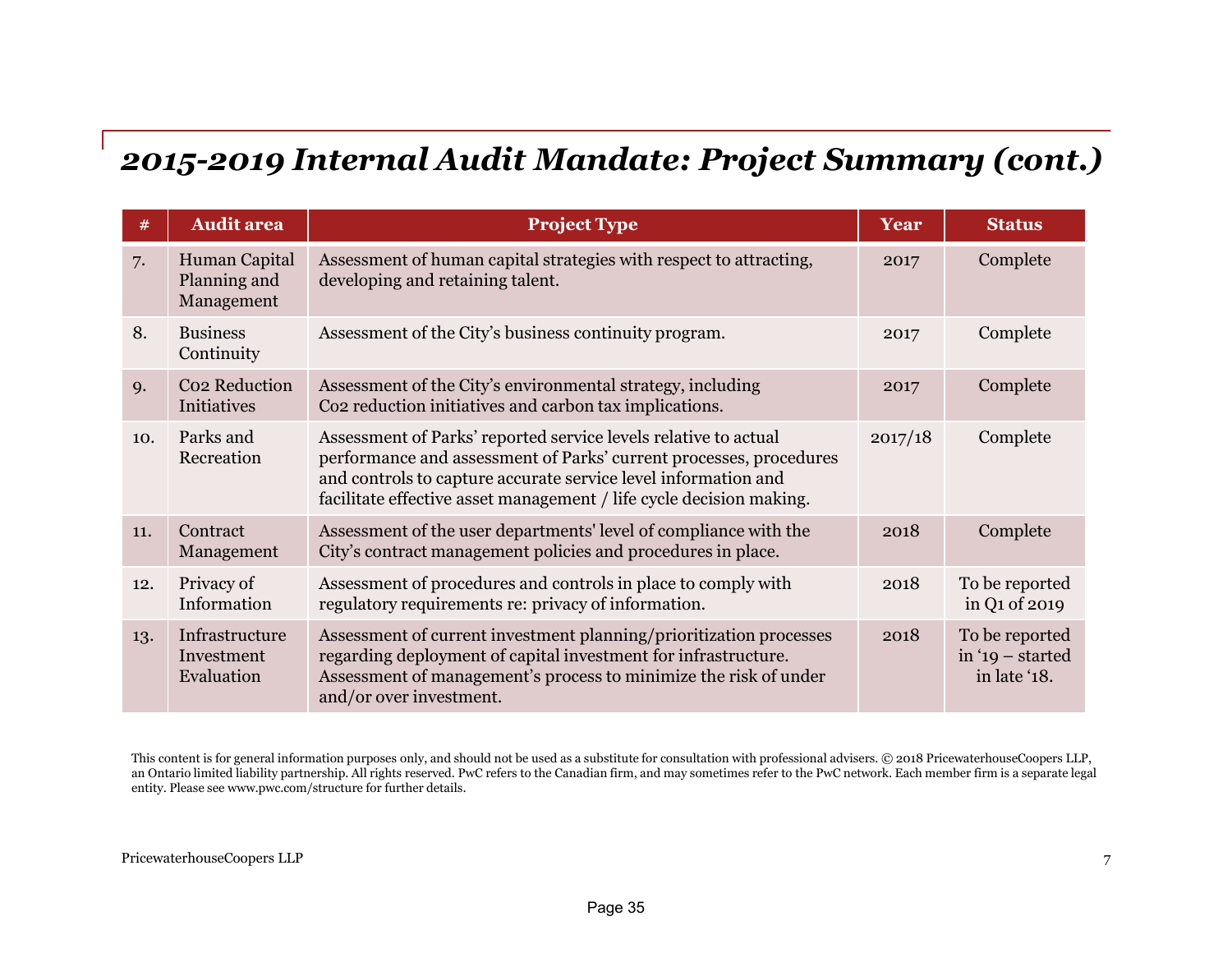# *2015-2019 Internal Audit Mandate: Project Summary (cont.)*

| # | Audit area | Project Type | Year | Status |
|---|---|---|---|---|
| 7. | Human Capital Planning and Management | Assessment of human capital strategies with respect to attracting, developing and retaining talent. | 2017 | Complete |
| 8. | Business Continuity | Assessment of the City's business continuity program. | 2017 | Complete |
| 9. | Co2 Reduction Initiatives | Assessment of the City's environmental strategy, including Co2 reduction initiatives and carbon tax implications. | 2017 | Complete |
| 10. | Parks and Recreation | Assessment of Parks' reported service levels relative to actual performance and assessment of Parks' current processes, procedures and controls to capture accurate service level information and facilitate effective asset management / life cycle decision making. | 2017/18 | Complete |
| 11. | Contract Management | Assessment of the user departments' level of compliance with the City's contract management policies and procedures in place. | 2018 | Complete |
| 12. | Privacy of Information | Assessment of procedures and controls in place to comply with regulatory requirements re: privacy of information. | 2018 | To be reported in Q1 of 2019 |
| 13. | Infrastructure Investment Evaluation | Assessment of current investment planning/prioritization processes regarding deployment of capital investment for infrastructure. Assessment of management's process to minimize the risk of under and/or over investment. | 2018 | To be reported in '19 – started in late '18. |

This content is for general information purposes only, and should not be used as a substitute for consultation with professional advisers. © 2018 PricewaterhouseCoopers LLP, an Ontario limited liability partnership. All rights reserved. PwC refers to the Canadian firm, and may sometimes refer to the PwC network. Each member firm is a separate legal entity. Please see www.pwc.com/structure for further details.